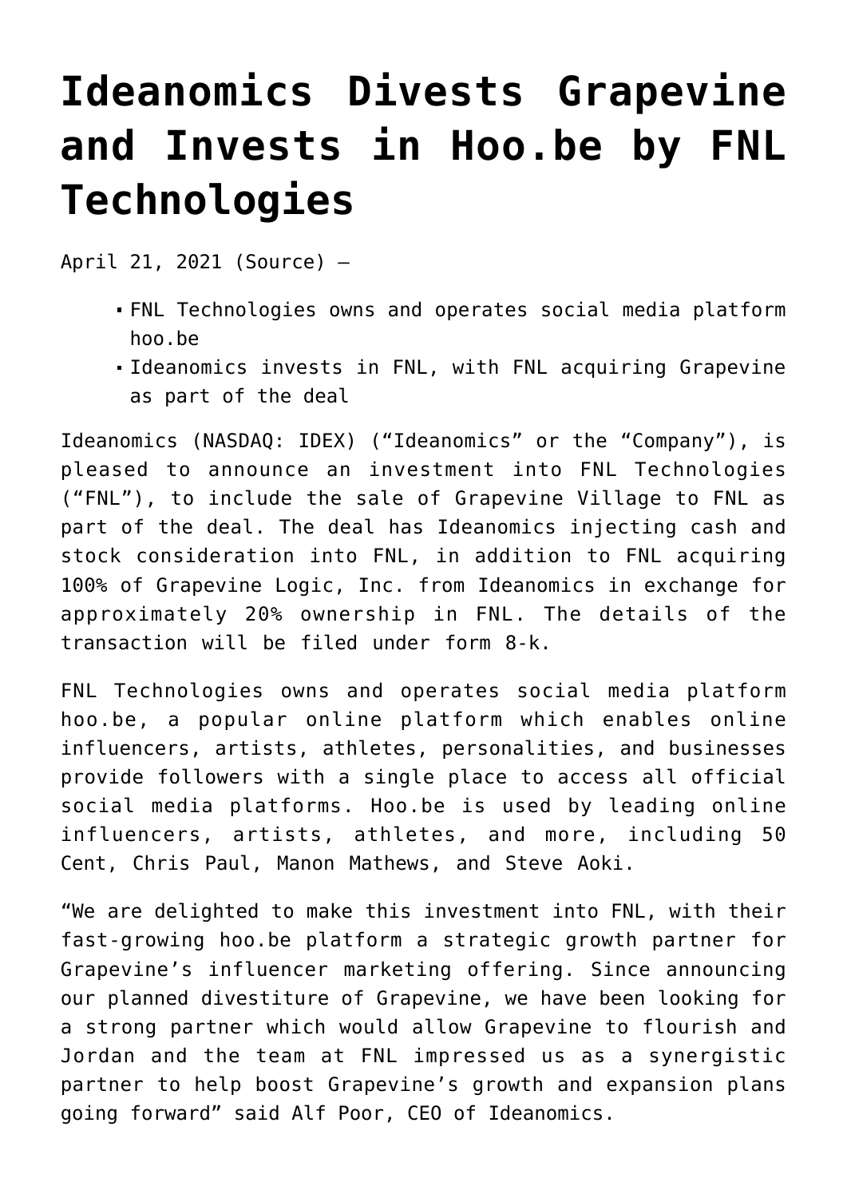# Ideanomics Divests Grapevine and Invests in Hoo.be by FNL Technologies

April 21, 2021 (Source) —

- FNL Technologies owns and operates social media platform hoo.be
- Ideanomics invests in FNL, with FNL acquiring Grapevine as part of the deal

Ideanomics (NASDAQ: IDEX) ("Ideanomics" or the "Company"), is pleased to announce an investment into FNL Technologies ("FNL"), to include the sale of Grapevine Village to FNL as part of the deal. The deal has Ideanomics injecting cash and stock consideration into FNL, in addition to FNL acquiring 100% of Grapevine Logic, Inc. from Ideanomics in exchange for approximately 20% ownership in FNL. The details of the transaction will be filed under form 8-k.

FNL Technologies owns and operates social media platform hoo.be, a popular online platform which enables online influencers, artists, athletes, personalities, and businesses provide followers with a single place to access all official social media platforms. Hoo.be is used by leading online influencers, artists, athletes, and more, including 50 Cent, Chris Paul, Manon Mathews, and Steve Aoki.

"We are delighted to make this investment into FNL, with their fast-growing hoo.be platform a strategic growth partner for Grapevine's influencer marketing offering. Since announcing our planned divestiture of Grapevine, we have been looking for a strong partner which would allow Grapevine to flourish and Jordan and the team at FNL impressed us as a synergistic partner to help boost Grapevine's growth and expansion plans going forward" said Alf Poor, CEO of Ideanomics.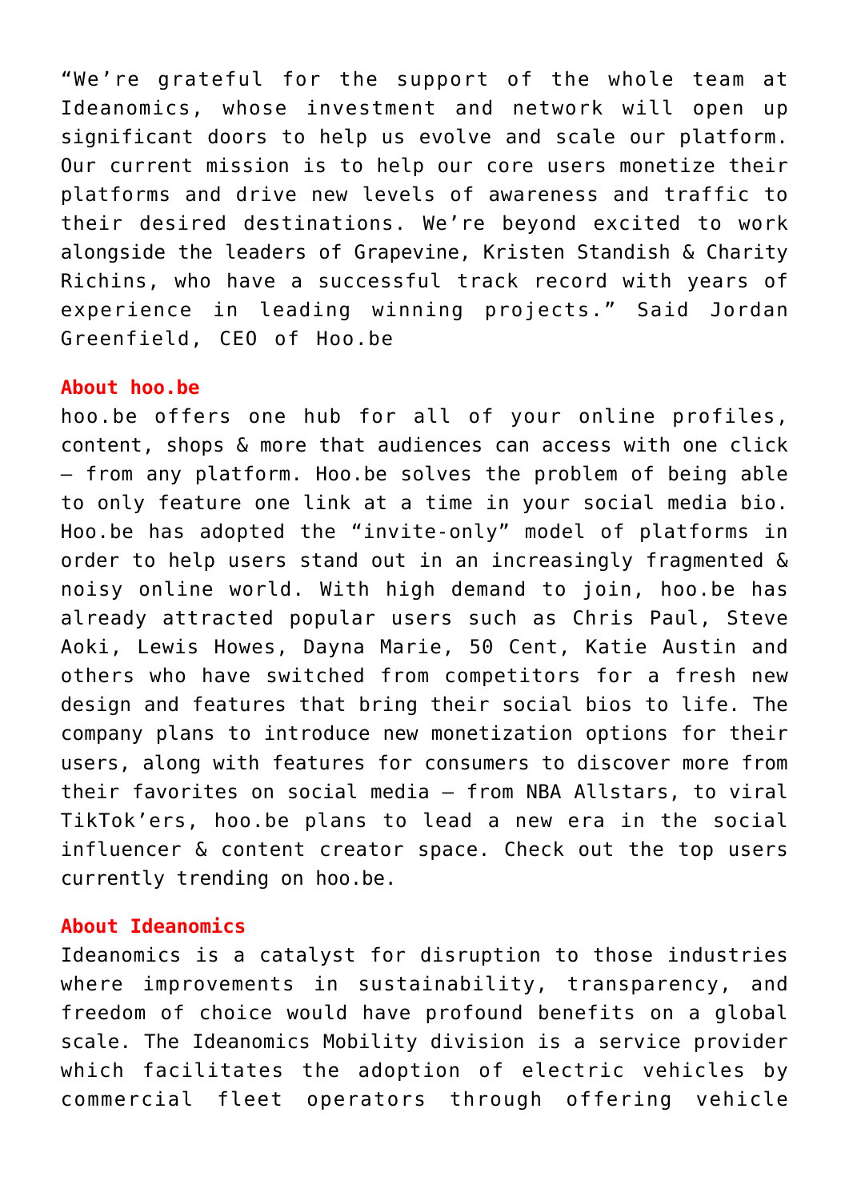"We're grateful for the support of the whole team at Ideanomics, whose investment and network will open up significant doors to help us evolve and scale our platform. Our current mission is to help our core users monetize their platforms and drive new levels of awareness and traffic to their desired destinations. We're beyond excited to work alongside the leaders of Grapevine, Kristen Standish & Charity Richins, who have a successful track record with years of experience in leading winning projects." Said Jordan Greenfield, CEO of Hoo.be

**About hoo.be**

hoo.be offers one hub for all of your online profiles, content, shops & more that audiences can access with one click – from any platform. Hoo.be solves the problem of being able to only feature one link at a time in your social media bio. Hoo.be has adopted the "invite-only" model of platforms in order to help users stand out in an increasingly fragmented & noisy online world. With high demand to join, hoo.be has already attracted popular users such as Chris Paul, Steve Aoki, Lewis Howes, Dayna Marie, 50 Cent, Katie Austin and others who have switched from competitors for a fresh new design and features that bring their social bios to life. The company plans to introduce new monetization options for their users, along with features for consumers to discover more from their favorites on social media – from NBA Allstars, to viral TikTok'ers, hoo.be plans to lead a new era in the social influencer & content creator space. Check out the top users currently trending on hoo.be.

**About Ideanomics**

Ideanomics is a catalyst for disruption to those industries where improvements in sustainability, transparency, and freedom of choice would have profound benefits on a global scale. The Ideanomics Mobility division is a service provider which facilitates the adoption of electric vehicles by commercial fleet operators through offering vehicle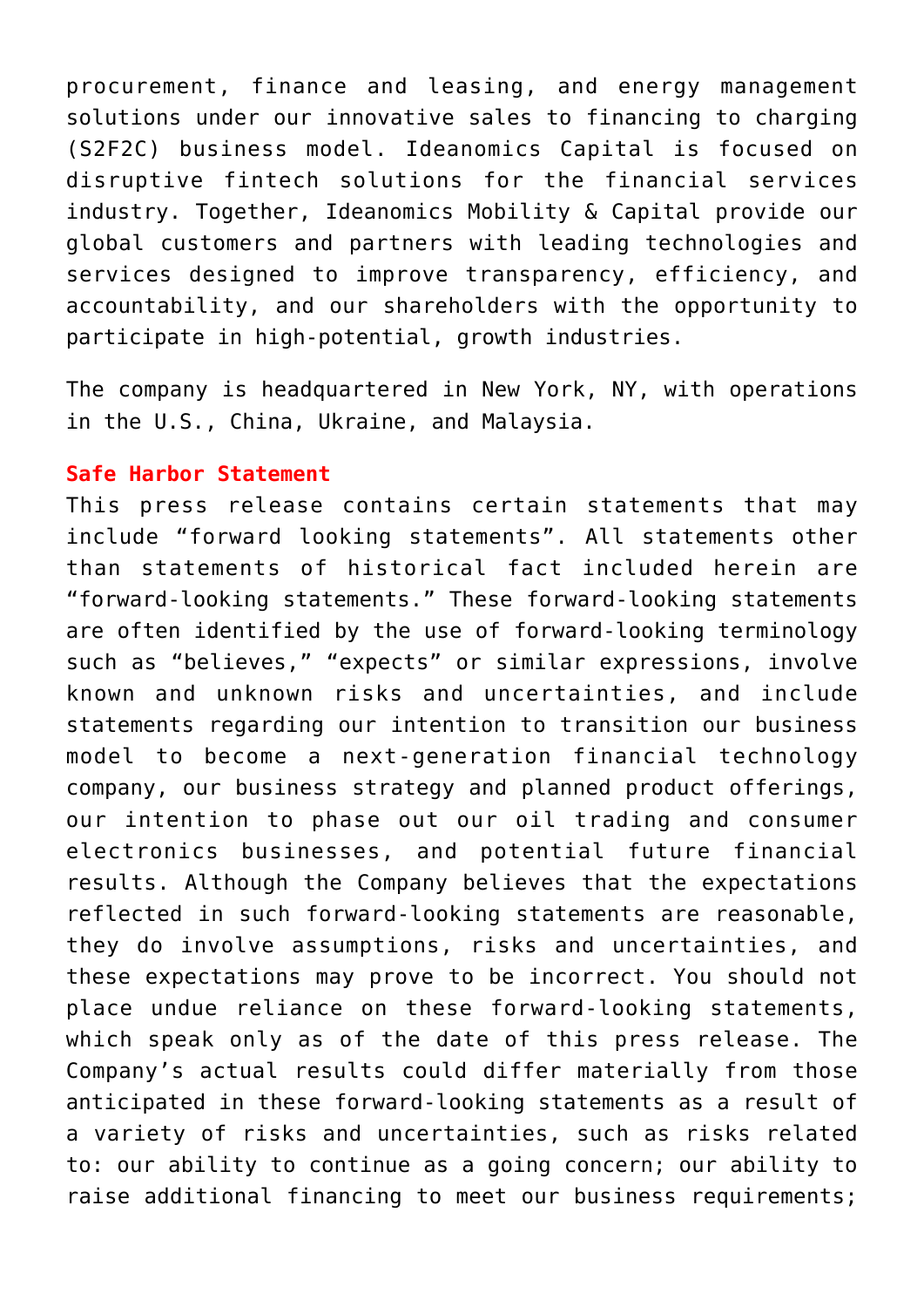procurement, finance and leasing, and energy management solutions under our innovative sales to financing to charging (S2F2C) business model. Ideanomics Capital is focused on disruptive fintech solutions for the financial services industry. Together, Ideanomics Mobility & Capital provide our global customers and partners with leading technologies and services designed to improve transparency, efficiency, and accountability, and our shareholders with the opportunity to participate in high-potential, growth industries.

The company is headquartered in New York, NY, with operations in the U.S., China, Ukraine, and Malaysia.

**Safe Harbor Statement**

This press release contains certain statements that may include "forward looking statements". All statements other than statements of historical fact included herein are "forward-looking statements." These forward-looking statements are often identified by the use of forward-looking terminology such as "believes," "expects" or similar expressions, involve known and unknown risks and uncertainties, and include statements regarding our intention to transition our business model to become a next-generation financial technology company, our business strategy and planned product offerings, our intention to phase out our oil trading and consumer electronics businesses, and potential future financial results. Although the Company believes that the expectations reflected in such forward-looking statements are reasonable, they do involve assumptions, risks and uncertainties, and these expectations may prove to be incorrect. You should not place undue reliance on these forward-looking statements, which speak only as of the date of this press release. The Company's actual results could differ materially from those anticipated in these forward-looking statements as a result of a variety of risks and uncertainties, such as risks related to: our ability to continue as a going concern; our ability to raise additional financing to meet our business requirements;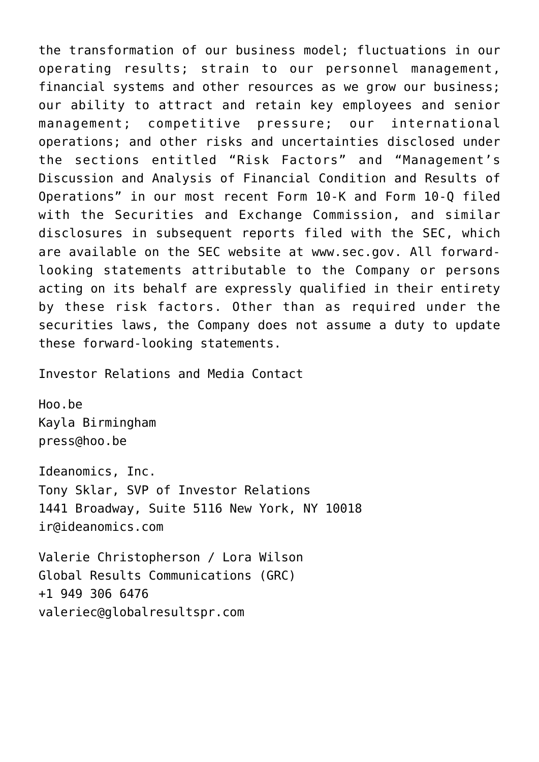the transformation of our business model; fluctuations in our operating results; strain to our personnel management, financial systems and other resources as we grow our business; our ability to attract and retain key employees and senior management; competitive pressure; our international operations; and other risks and uncertainties disclosed under the sections entitled "Risk Factors" and "Management's Discussion and Analysis of Financial Condition and Results of Operations" in our most recent Form 10-K and Form 10-Q filed with the Securities and Exchange Commission, and similar disclosures in subsequent reports filed with the SEC, which are available on the SEC website at www.sec.gov. All forward-looking statements attributable to the Company or persons acting on its behalf are expressly qualified in their entirety by these risk factors. Other than as required under the securities laws, the Company does not assume a duty to update these forward-looking statements.

Investor Relations and Media Contact

Hoo.be
Kayla Birmingham
press@hoo.be

Ideanomics, Inc.
Tony Sklar, SVP of Investor Relations
1441 Broadway, Suite 5116 New York, NY 10018
ir@ideanomics.com

Valerie Christopherson / Lora Wilson
Global Results Communications (GRC)
+1 949 306 6476
valeriec@globalresultspr.com